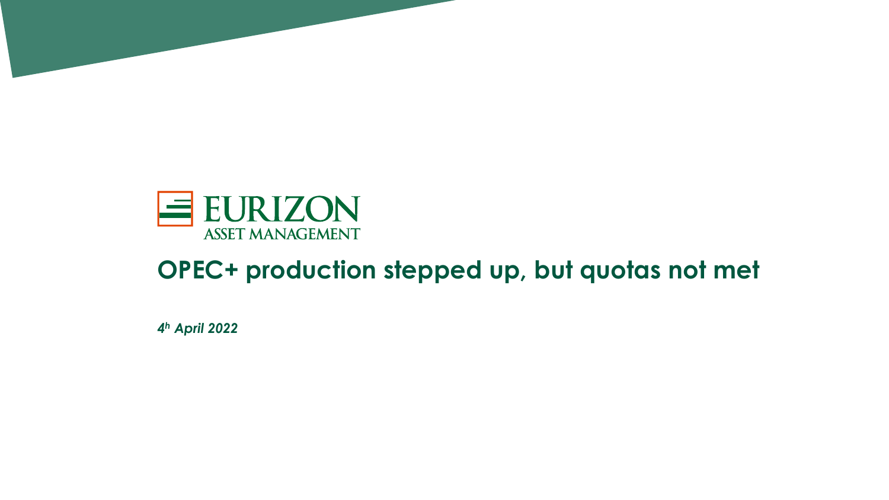EURIZON
ASSET MANAGEMENT

# OPEC+ production stepped up, but quotas not met

*4h April 2022*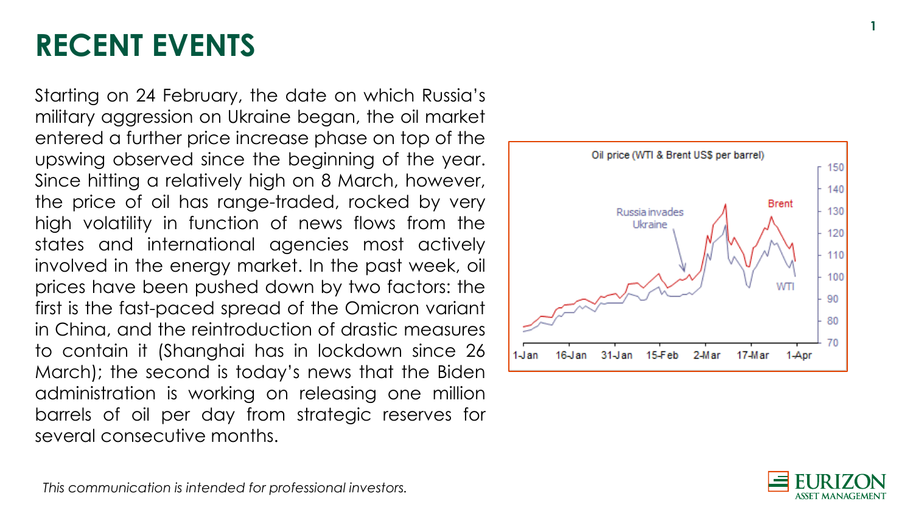# RECENT EVENTS

Starting on 24 February, the date on which Russia's military aggression on Ukraine began, the oil market entered a further price increase phase on top of the upswing observed since the beginning of the year. Since hitting a relatively high on 8 March, however, the price of oil has range-traded, rocked by very high volatility in function of news flows from the states and international agencies most actively involved in the energy market. In the past week, oil prices have been pushed down by two factors: the first is the fast-paced spread of the Omicron variant in China, and the reintroduction of drastic measures to contain it (Shanghai has in lockdown since 26 March); the second is today's news that the Biden administration is working on releasing one million barrels of oil per day from strategic reserves for several consecutive months.

Oil price (WTI & Brent US$ per barrel)

*This communication is intended for professional investors.*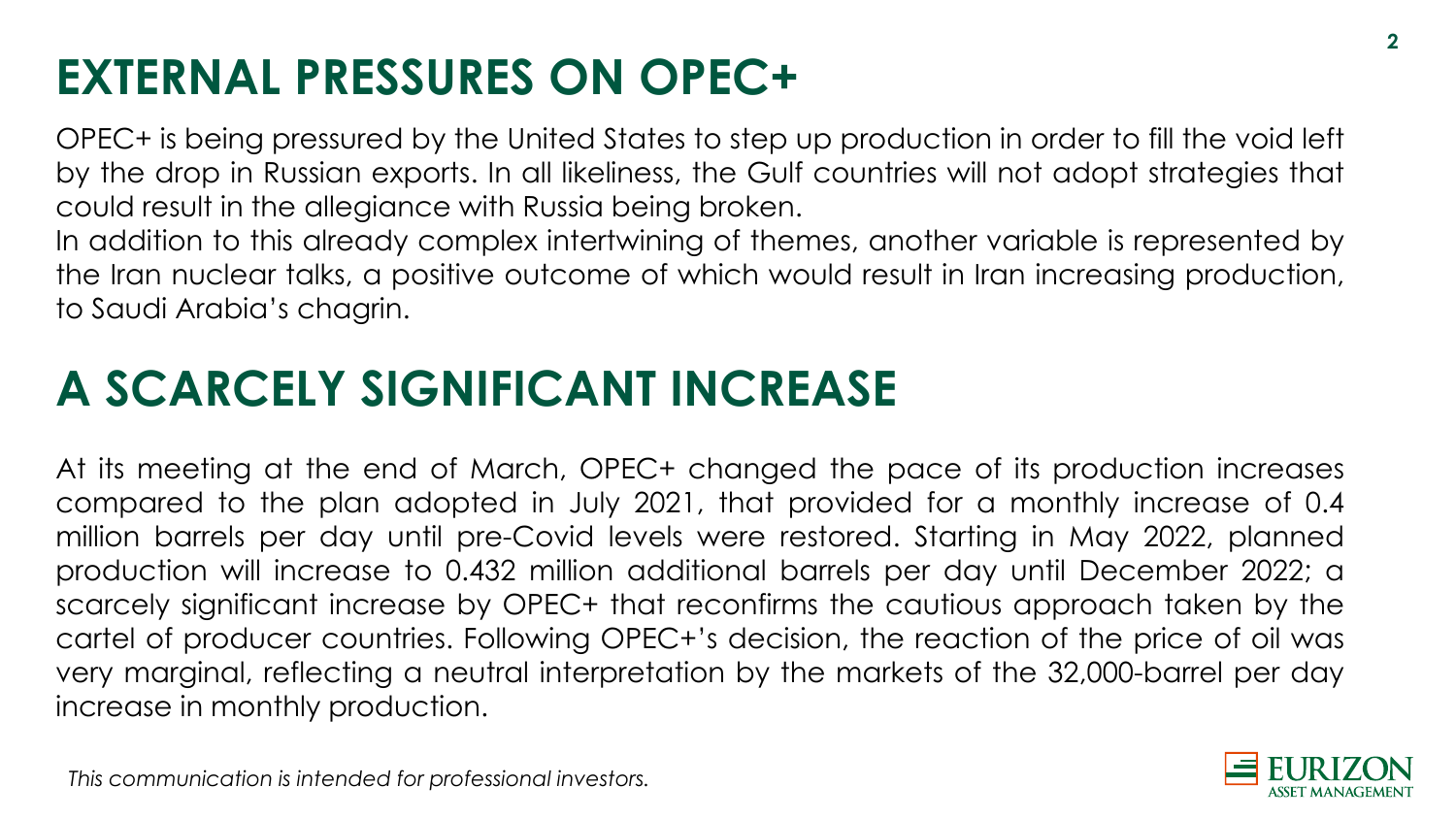# EXTERNAL PRESSURES ON OPEC+

OPEC+ is being pressured by the United States to step up production in order to fill the void left by the drop in Russian exports. In all likeliness, the Gulf countries will not adopt strategies that could result in the allegiance with Russia being broken.

In addition to this already complex intertwining of themes, another variable is represented by the Iran nuclear talks, a positive outcome of which would result in Iran increasing production, to Saudi Arabia's chagrin.

# A SCARCELY SIGNIFICANT INCREASE

At its meeting at the end of March, OPEC+ changed the pace of its production increases compared to the plan adopted in July 2021, that provided for a monthly increase of 0.4 million barrels per day until pre-Covid levels were restored. Starting in May 2022, planned production will increase to 0.432 million additional barrels per day until December 2022; a scarcely significant increase by OPEC+ that reconfirms the cautious approach taken by the cartel of producer countries. Following OPEC+'s decision, the reaction of the price of oil was very marginal, reflecting a neutral interpretation by the markets of the 32,000-barrel per day increase in monthly production.

*This communication is intended for professional investors.*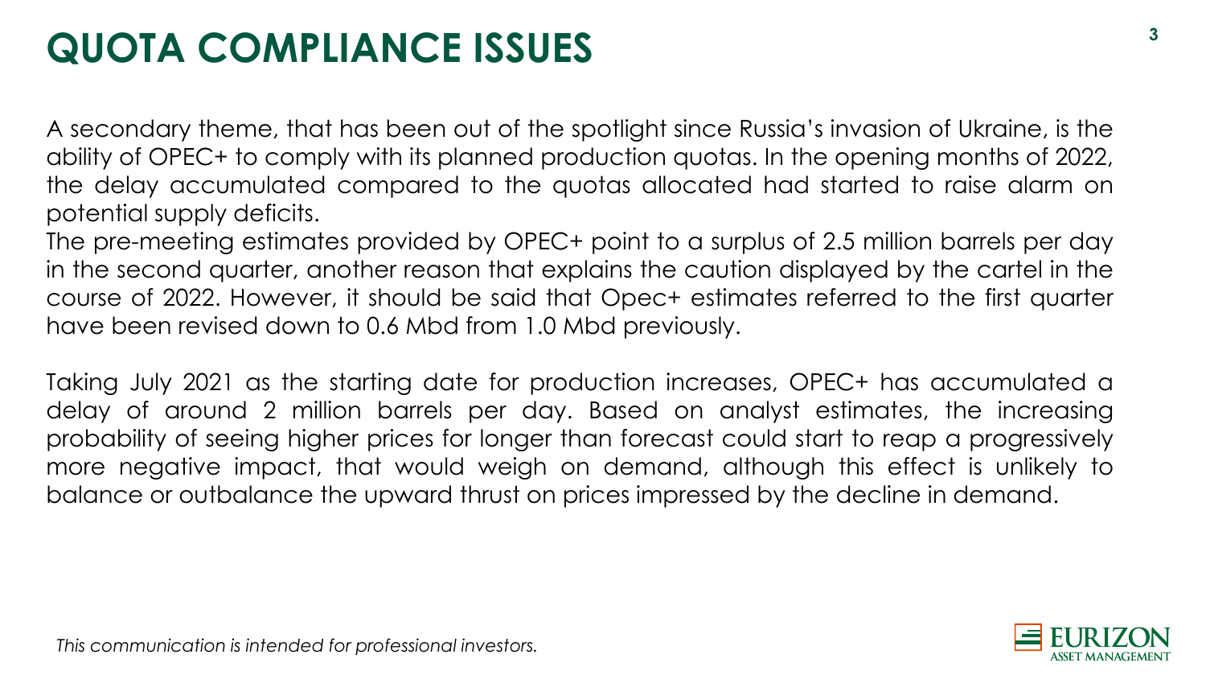# QUOTA COMPLIANCE ISSUES

A secondary theme, that has been out of the spotlight since Russia's invasion of Ukraine, is the ability of OPEC+ to comply with its planned production quotas. In the opening months of 2022, the delay accumulated compared to the quotas allocated had started to raise alarm on potential supply deficits.
The pre-meeting estimates provided by OPEC+ point to a surplus of 2.5 million barrels per day in the second quarter, another reason that explains the caution displayed by the cartel in the course of 2022. However, it should be said that Opec+ estimates referred to the first quarter have been revised down to 0.6 Mbd from 1.0 Mbd previously.

Taking July 2021 as the starting date for production increases, OPEC+ has accumulated a delay of around 2 million barrels per day. Based on analyst estimates, the increasing probability of seeing higher prices for longer than forecast could start to reap a progressively more negative impact, that would weigh on demand, although this effect is unlikely to balance or outbalance the upward thrust on prices impressed by the decline in demand.

*This communication is intended for professional investors.*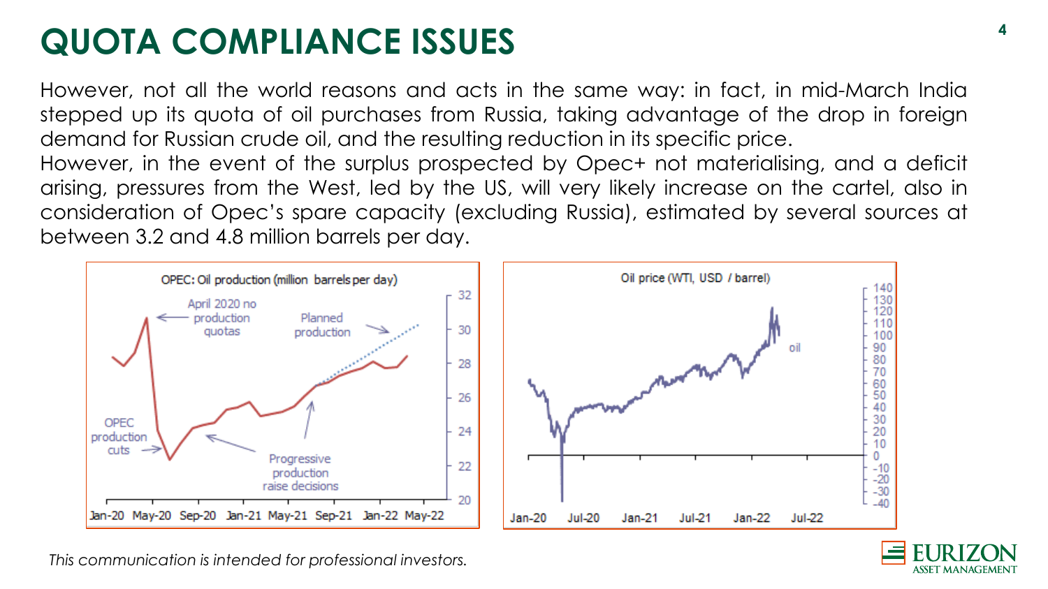# QUOTA COMPLIANCE ISSUES

However, not all the world reasons and acts in the same way: in fact, in mid-March India stepped up its quota of oil purchases from Russia, taking advantage of the drop in foreign demand for Russian crude oil, and the resulting reduction in its specific price.

However, in the event of the surplus prospected by Opec+ not materialising, and a deficit arising, pressures from the West, led by the US, will very likely increase on the cartel, also in consideration of Opec's spare capacity (excluding Russia), estimated by several sources at between 3.2 and 4.8 million barrels per day.

OPEC: Oil production (million barrels per day)

Oil price (WTI, USD / barrel)

*This communication is intended for professional investors.*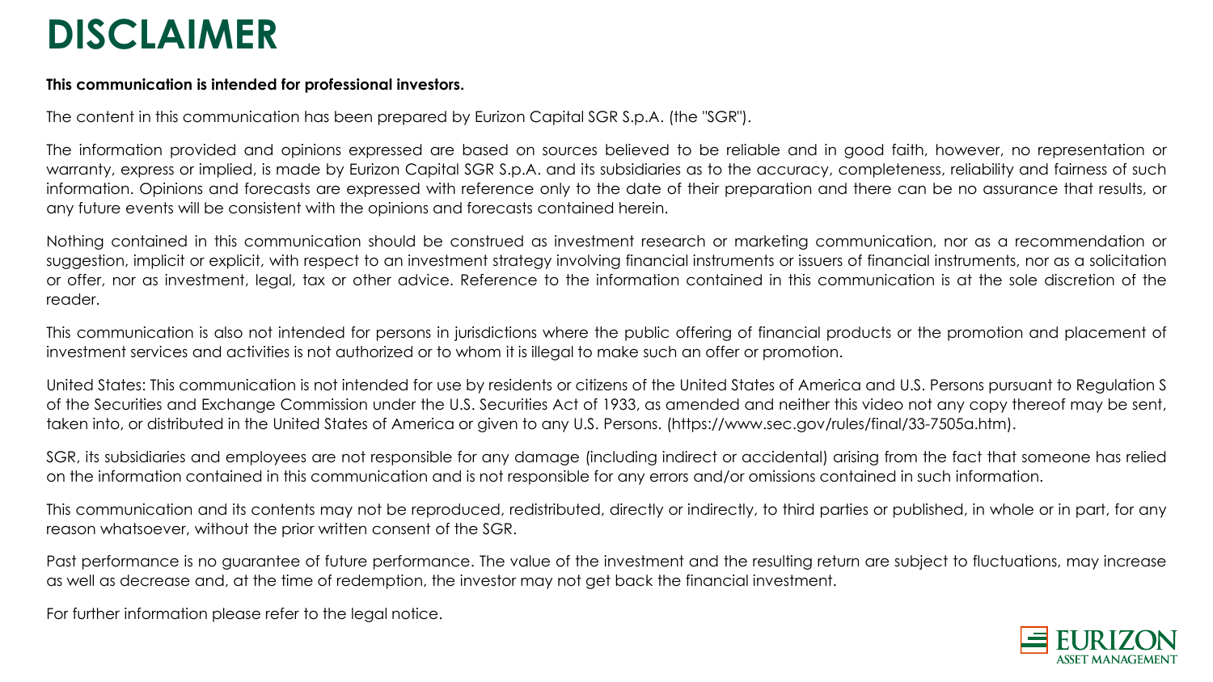# DISCLAIMER

**This communication is intended for professional investors.**

The content in this communication has been prepared by Eurizon Capital SGR S.p.A. (the "SGR").

The information provided and opinions expressed are based on sources believed to be reliable and in good faith, however, no representation or warranty, express or implied, is made by Eurizon Capital SGR S.p.A. and its subsidiaries as to the accuracy, completeness, reliability and fairness of such information. Opinions and forecasts are expressed with reference only to the date of their preparation and there can be no assurance that results, or any future events will be consistent with the opinions and forecasts contained herein.

Nothing contained in this communication should be construed as investment research or marketing communication, nor as a recommendation or suggestion, implicit or explicit, with respect to an investment strategy involving financial instruments or issuers of financial instruments, nor as a solicitation or offer, nor as investment, legal, tax or other advice. Reference to the information contained in this communication is at the sole discretion of the reader.

This communication is also not intended for persons in jurisdictions where the public offering of financial products or the promotion and placement of investment services and activities is not authorized or to whom it is illegal to make such an offer or promotion.

United States: This communication is not intended for use by residents or citizens of the United States of America and U.S. Persons pursuant to Regulation S of the Securities and Exchange Commission under the U.S. Securities Act of 1933, as amended and neither this video not any copy thereof may be sent, taken into, or distributed in the United States of America or given to any U.S. Persons. (https://www.sec.gov/rules/final/33-7505a.htm).

SGR, its subsidiaries and employees are not responsible for any damage (including indirect or accidental) arising from the fact that someone has relied on the information contained in this communication and is not responsible for any errors and/or omissions contained in such information.

This communication and its contents may not be reproduced, redistributed, directly or indirectly, to third parties or published, in whole or in part, for any reason whatsoever, without the prior written consent of the SGR.

Past performance is no guarantee of future performance. The value of the investment and the resulting return are subject to fluctuations, may increase as well as decrease and, at the time of redemption, the investor may not get back the financial investment.

For further information please refer to the legal notice.

EURIZON
ASSET MANAGEMENT